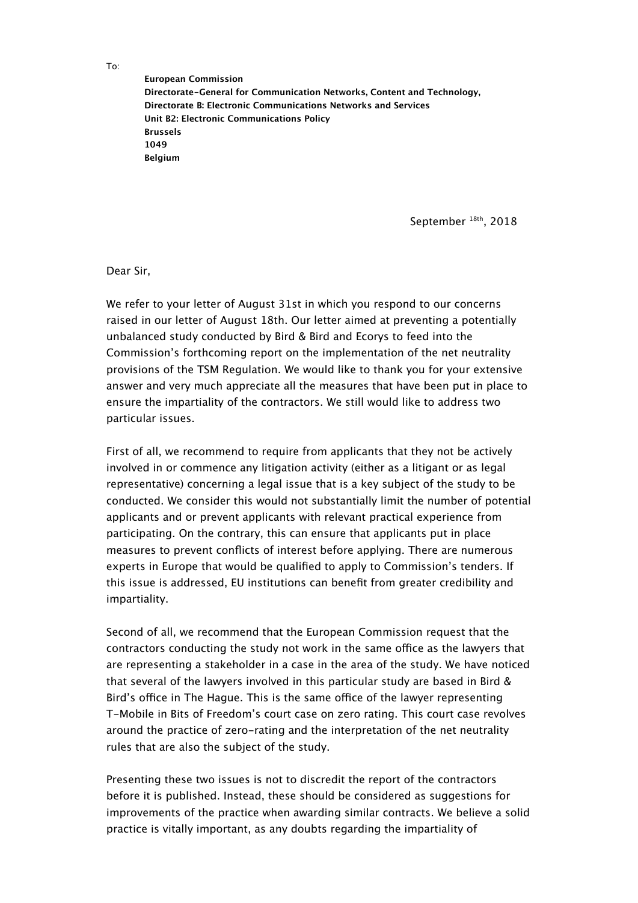To:

**European Commission**
**Directorate-General for Communication Networks, Content and Technology,**
**Directorate B: Electronic Communications Networks and Services**
**Unit B2: Electronic Communications Policy**
**Brussels**
**1049**
**Belgium**

September [18th], 2018

Dear Sir,

We refer to your letter of August 31st in which you respond to our concerns raised in our letter of August 18th. Our letter aimed at preventing a potentially unbalanced study conducted by Bird & Bird and Ecorys to feed into the Commission's forthcoming report on the implementation of the net neutrality provisions of the TSM Regulation. We would like to thank you for your extensive answer and very much appreciate all the measures that have been put in place to ensure the impartiality of the contractors. We still would like to address two particular issues.

First of all, we recommend to require from applicants that they not be actively involved in or commence any litigation activity (either as a litigant or as legal representative) concerning a legal issue that is a key subject of the study to be conducted. We consider this would not substantially limit the number of potential applicants and or prevent applicants with relevant practical experience from participating. On the contrary, this can ensure that applicants put in place measures to prevent conflicts of interest before applying. There are numerous experts in Europe that would be qualified to apply to Commission's tenders. If this issue is addressed, EU institutions can benefit from greater credibility and impartiality.

Second of all, we recommend that the European Commission request that the contractors conducting the study not work in the same office as the lawyers that are representing a stakeholder in a case in the area of the study. We have noticed that several of the lawyers involved in this particular study are based in Bird & Bird's office in The Hague. This is the same office of the lawyer representing T-Mobile in Bits of Freedom's court case on zero rating. This court case revolves around the practice of zero-rating and the interpretation of the net neutrality rules that are also the subject of the study.

Presenting these two issues is not to discredit the report of the contractors before it is published. Instead, these should be considered as suggestions for improvements of the practice when awarding similar contracts. We believe a solid practice is vitally important, as any doubts regarding the impartiality of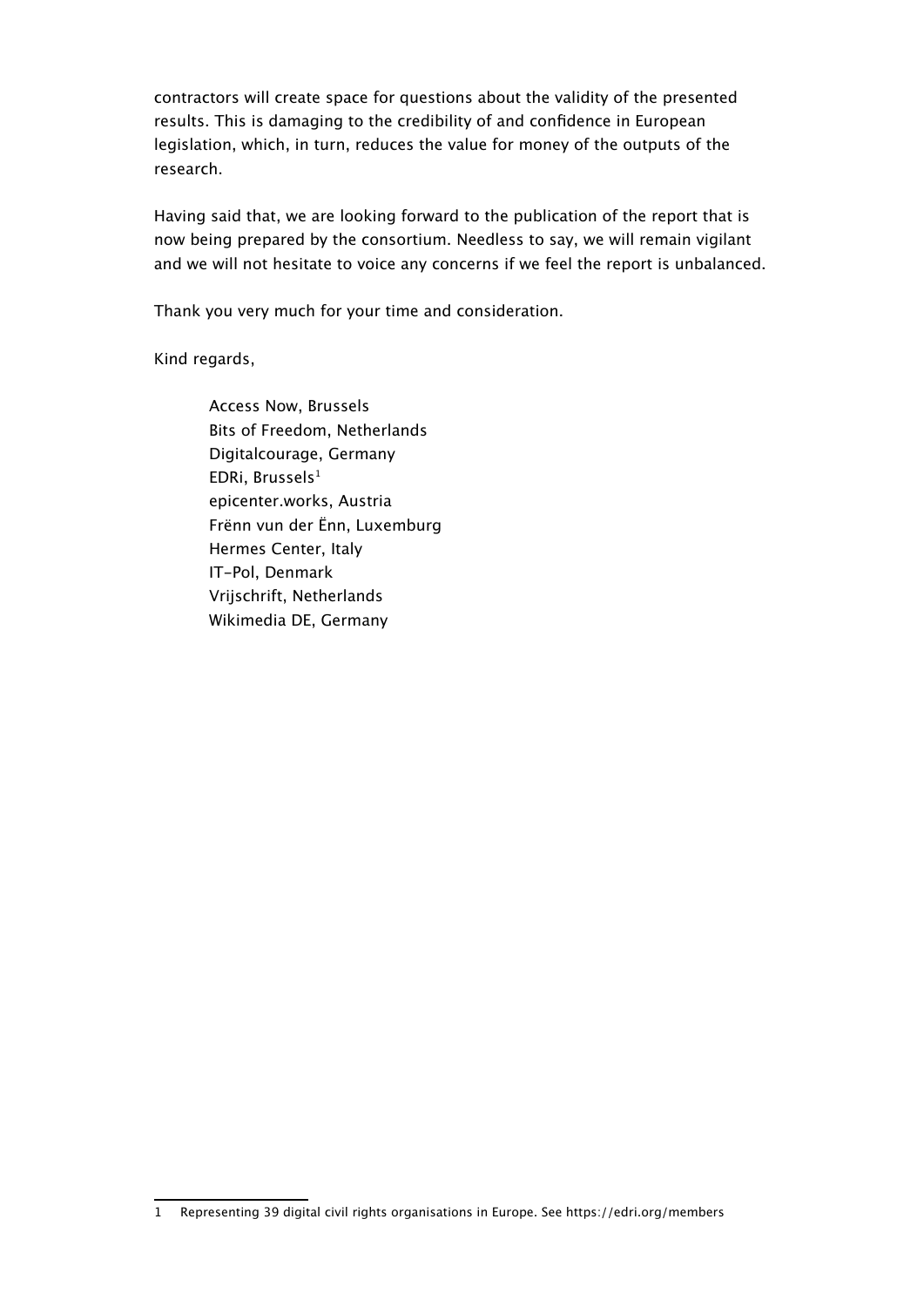contractors will create space for questions about the validity of the presented results. This is damaging to the credibility of and confidence in European legislation, which, in turn, reduces the value for money of the outputs of the research.

Having said that, we are looking forward to the publication of the report that is now being prepared by the consortium. Needless to say, we will remain vigilant and we will not hesitate to voice any concerns if we feel the report is unbalanced.

Thank you very much for your time and consideration.

Kind regards,

Access Now, Brussels  
Bits of Freedom, Netherlands  
Digitalcourage, Germany  
EDRi, Brussels[1]  
epicenter.works, Austria  
Frënn vun der Ënn, Luxemburg  
Hermes Center, Italy  
IT-Pol, Denmark  
Vrijschrift, Netherlands  
Wikimedia DE, Germany

---

1 Representing 39 digital civil rights organisations in Europe. See https://edri.org/members